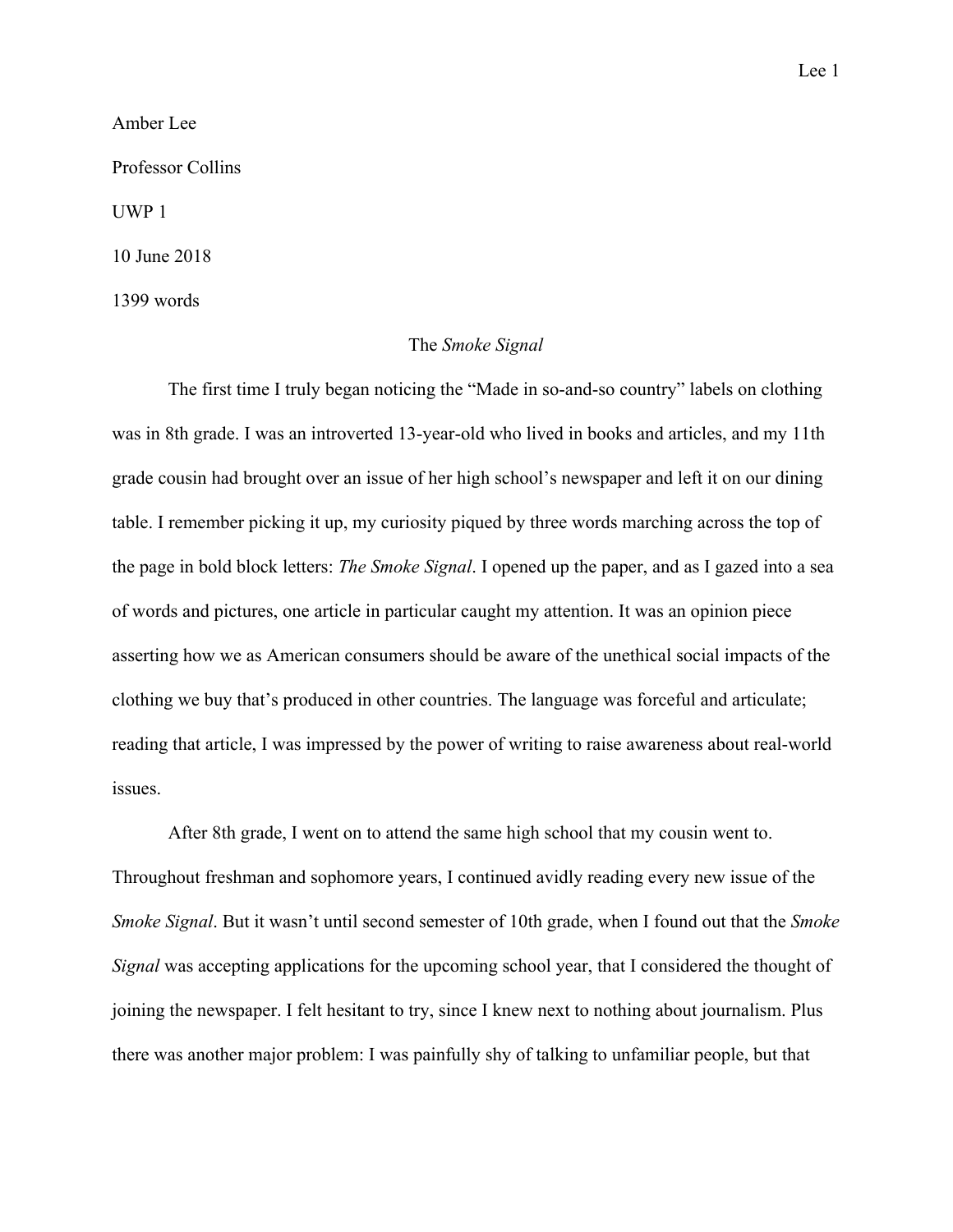Amber Lee

Professor Collins

UWP 1

10 June 2018

1399 words

# The *Smoke Signal*

The first time I truly began noticing the "Made in so-and-so country" labels on clothing was in 8th grade. I was an introverted 13-year-old who lived in books and articles, and my 11th grade cousin had brought over an issue of her high school's newspaper and left it on our dining table. I remember picking it up, my curiosity piqued by three words marching across the top of the page in bold block letters: *The Smoke Signal*. I opened up the paper, and as I gazed into a sea of words and pictures, one article in particular caught my attention. It was an opinion piece asserting how we as American consumers should be aware of the unethical social impacts of the clothing we buy that's produced in other countries. The language was forceful and articulate; reading that article, I was impressed by the power of writing to raise awareness about real-world issues.

After 8th grade, I went on to attend the same high school that my cousin went to. Throughout freshman and sophomore years, I continued avidly reading every new issue of the *Smoke Signal*. But it wasn't until second semester of 10th grade, when I found out that the *Smoke Signal* was accepting applications for the upcoming school year, that I considered the thought of joining the newspaper. I felt hesitant to try, since I knew next to nothing about journalism. Plus there was another major problem: I was painfully shy of talking to unfamiliar people, but that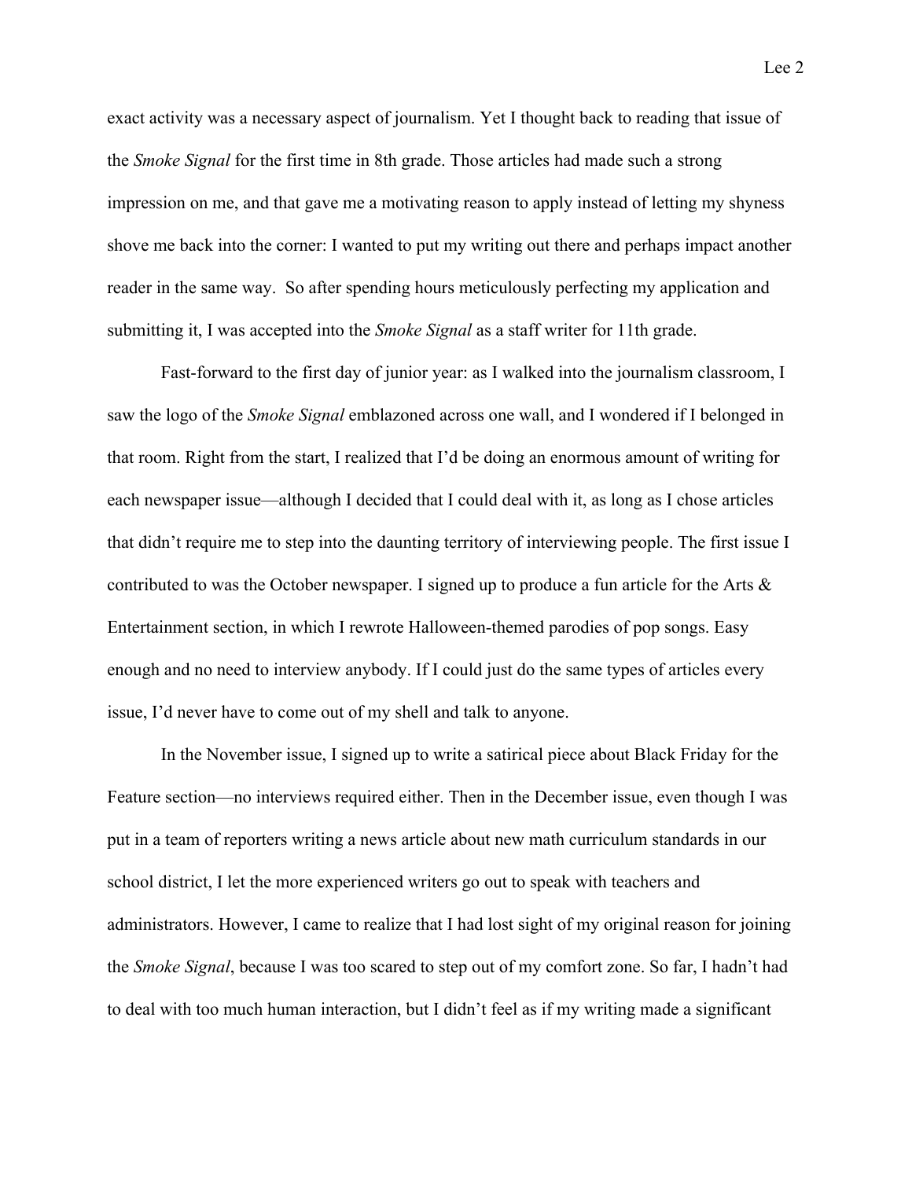exact activity was a necessary aspect of journalism. Yet I thought back to reading that issue of the *Smoke Signal* for the first time in 8th grade. Those articles had made such a strong impression on me, and that gave me a motivating reason to apply instead of letting my shyness shove me back into the corner: I wanted to put my writing out there and perhaps impact another reader in the same way. So after spending hours meticulously perfecting my application and submitting it, I was accepted into the *Smoke Signal* as a staff writer for 11th grade.

Fast-forward to the first day of junior year: as I walked into the journalism classroom, I saw the logo of the *Smoke Signal* emblazoned across one wall, and I wondered if I belonged in that room. Right from the start, I realized that I'd be doing an enormous amount of writing for each newspaper issue—although I decided that I could deal with it, as long as I chose articles that didn't require me to step into the daunting territory of interviewing people. The first issue I contributed to was the October newspaper. I signed up to produce a fun article for the Arts & Entertainment section, in which I rewrote Halloween-themed parodies of pop songs. Easy enough and no need to interview anybody. If I could just do the same types of articles every issue, I'd never have to come out of my shell and talk to anyone.

In the November issue, I signed up to write a satirical piece about Black Friday for the Feature section—no interviews required either. Then in the December issue, even though I was put in a team of reporters writing a news article about new math curriculum standards in our school district, I let the more experienced writers go out to speak with teachers and administrators. However, I came to realize that I had lost sight of my original reason for joining the *Smoke Signal*, because I was too scared to step out of my comfort zone. So far, I hadn't had to deal with too much human interaction, but I didn't feel as if my writing made a significant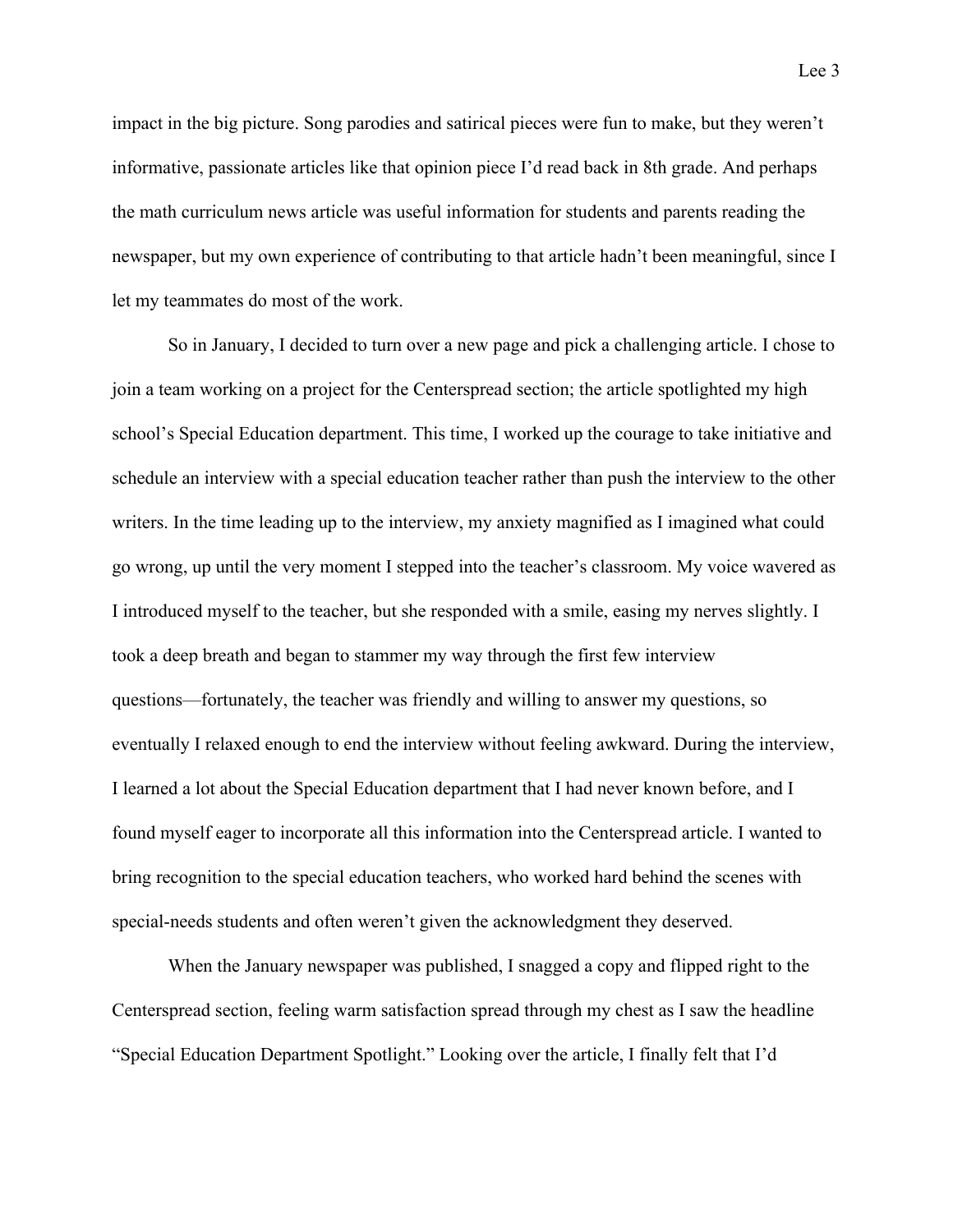impact in the big picture. Song parodies and satirical pieces were fun to make, but they weren't informative, passionate articles like that opinion piece I'd read back in 8th grade. And perhaps the math curriculum news article was useful information for students and parents reading the newspaper, but my own experience of contributing to that article hadn't been meaningful, since I let my teammates do most of the work.

So in January, I decided to turn over a new page and pick a challenging article. I chose to join a team working on a project for the Centerspread section; the article spotlighted my high school's Special Education department. This time, I worked up the courage to take initiative and schedule an interview with a special education teacher rather than push the interview to the other writers. In the time leading up to the interview, my anxiety magnified as I imagined what could go wrong, up until the very moment I stepped into the teacher's classroom. My voice wavered as I introduced myself to the teacher, but she responded with a smile, easing my nerves slightly. I took a deep breath and began to stammer my way through the first few interview questions—fortunately, the teacher was friendly and willing to answer my questions, so eventually I relaxed enough to end the interview without feeling awkward. During the interview, I learned a lot about the Special Education department that I had never known before, and I found myself eager to incorporate all this information into the Centerspread article. I wanted to bring recognition to the special education teachers, who worked hard behind the scenes with special-needs students and often weren't given the acknowledgment they deserved.

When the January newspaper was published, I snagged a copy and flipped right to the Centerspread section, feeling warm satisfaction spread through my chest as I saw the headline "Special Education Department Spotlight." Looking over the article, I finally felt that I'd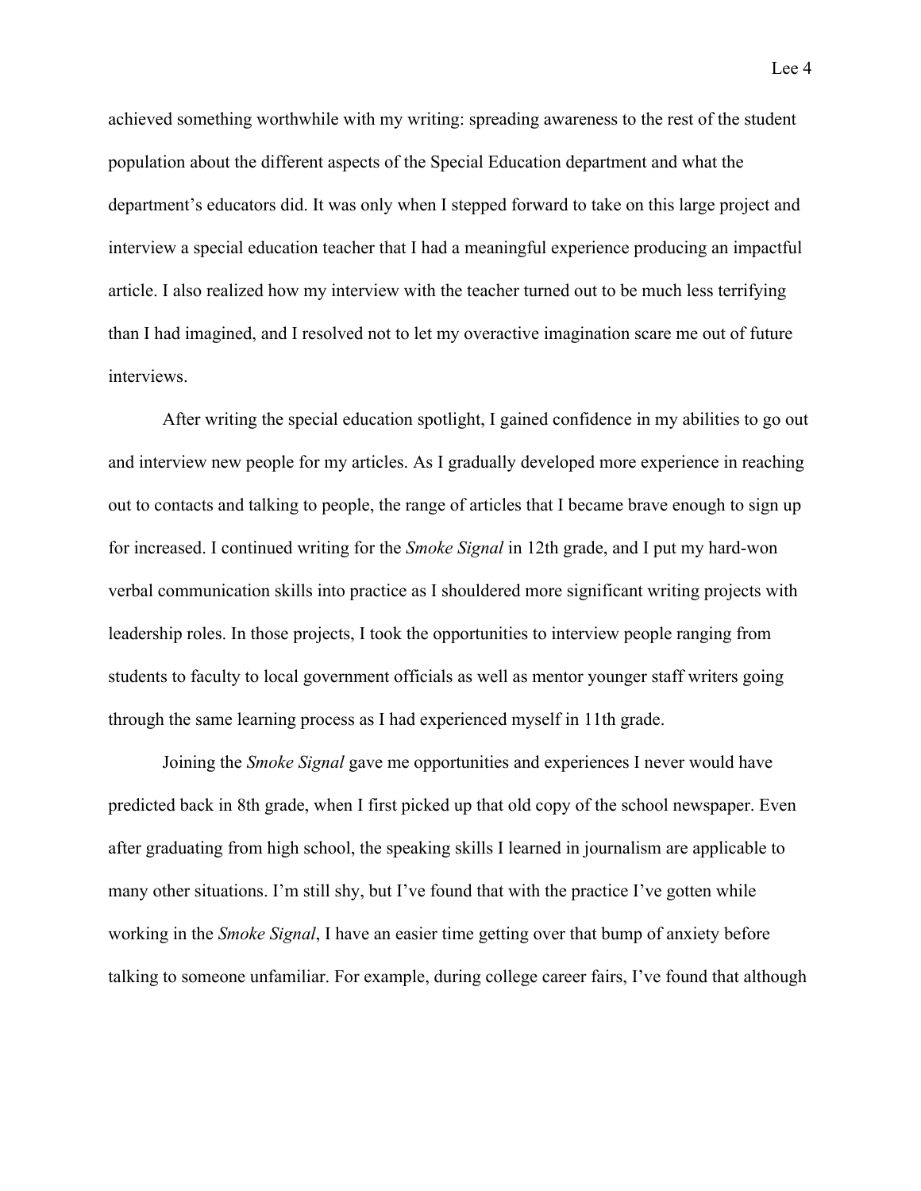achieved something worthwhile with my writing: spreading awareness to the rest of the student population about the different aspects of the Special Education department and what the department's educators did. It was only when I stepped forward to take on this large project and interview a special education teacher that I had a meaningful experience producing an impactful article. I also realized how my interview with the teacher turned out to be much less terrifying than I had imagined, and I resolved not to let my overactive imagination scare me out of future interviews.

After writing the special education spotlight, I gained confidence in my abilities to go out and interview new people for my articles. As I gradually developed more experience in reaching out to contacts and talking to people, the range of articles that I became brave enough to sign up for increased. I continued writing for the *Smoke Signal* in 12th grade, and I put my hard-won verbal communication skills into practice as I shouldered more significant writing projects with leadership roles. In those projects, I took the opportunities to interview people ranging from students to faculty to local government officials as well as mentor younger staff writers going through the same learning process as I had experienced myself in 11th grade.

Joining the *Smoke Signal* gave me opportunities and experiences I never would have predicted back in 8th grade, when I first picked up that old copy of the school newspaper. Even after graduating from high school, the speaking skills I learned in journalism are applicable to many other situations. I'm still shy, but I've found that with the practice I've gotten while working in the *Smoke Signal*, I have an easier time getting over that bump of anxiety before talking to someone unfamiliar. For example, during college career fairs, I've found that although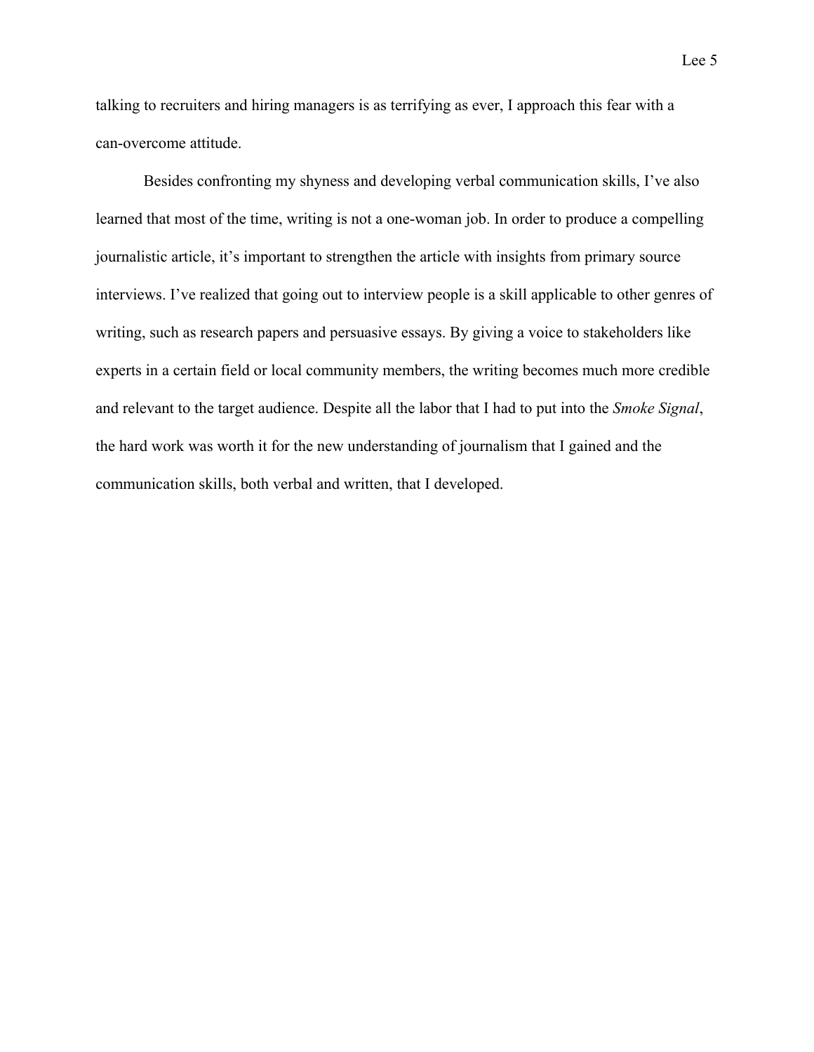talking to recruiters and hiring managers is as terrifying as ever, I approach this fear with a can-overcome attitude.

Besides confronting my shyness and developing verbal communication skills, I've also learned that most of the time, writing is not a one-woman job. In order to produce a compelling journalistic article, it's important to strengthen the article with insights from primary source interviews. I've realized that going out to interview people is a skill applicable to other genres of writing, such as research papers and persuasive essays. By giving a voice to stakeholders like experts in a certain field or local community members, the writing becomes much more credible and relevant to the target audience. Despite all the labor that I had to put into the *Smoke Signal*, the hard work was worth it for the new understanding of journalism that I gained and the communication skills, both verbal and written, that I developed.